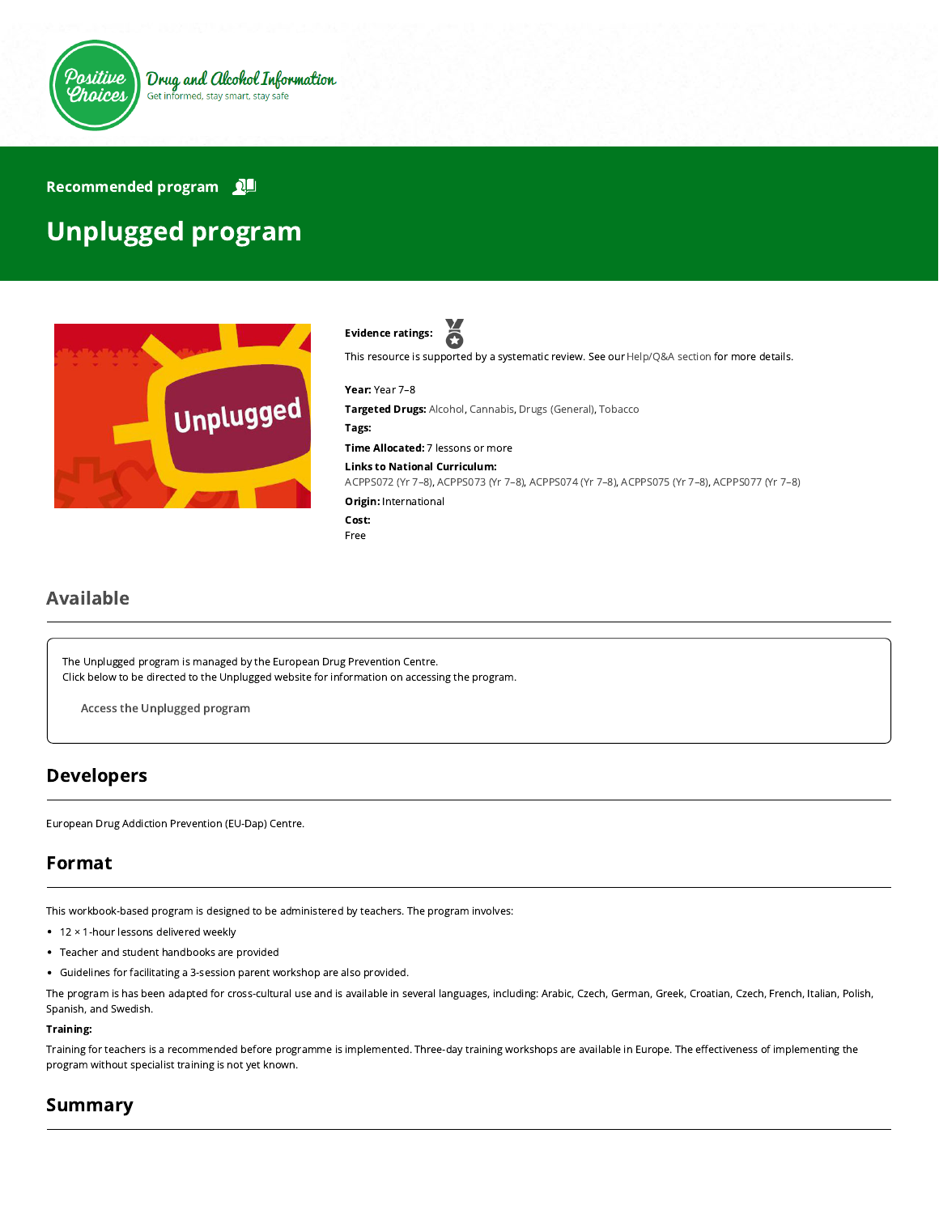Positive Choices

Drug and Alcohol Information

Get informed, stay smart, stay safe

Recommended program

# Unplugged program

**Evidence ratings:**

This resource is supported by a systematic review. See our Help/Q&A section for more details.

**Year:** Year 7–8

**Targeted Drugs:** Alcohol, Cannabis, Drugs (General), Tobacco

**Tags:**

**Time Allocated:** 7 lessons or more

**Links to National Curriculum:**
ACPPS072 (Yr 7–8), ACPPS073 (Yr 7–8), ACPPS074 (Yr 7–8), ACPPS075 (Yr 7–8), ACPPS077 (Yr 7–8)

**Origin:** International

**Cost:**
Free

## Available

The Unplugged program is managed by the European Drug Prevention Centre.
Click below to be directed to the Unplugged website for information on accessing the program.

Access the Unplugged program

## Developers

European Drug Addiction Prevention (EU-Dap) Centre.

## Format

This workbook-based program is designed to be administered by teachers. The program involves:

- 12 × 1-hour lessons delivered weekly
- Teacher and student handbooks are provided
- Guidelines for facilitating a 3-session parent workshop are also provided.

The program is has been adapted for cross-cultural use and is available in several languages, including: Arabic, Czech, German, Greek, Croatian, Czech, French, Italian, Polish, Spanish, and Swedish.

**Training:**

Training for teachers is a recommended before programme is implemented. Three-day training workshops are available in Europe. The effectiveness of implementing the program without specialist training is not yet known.

## Summary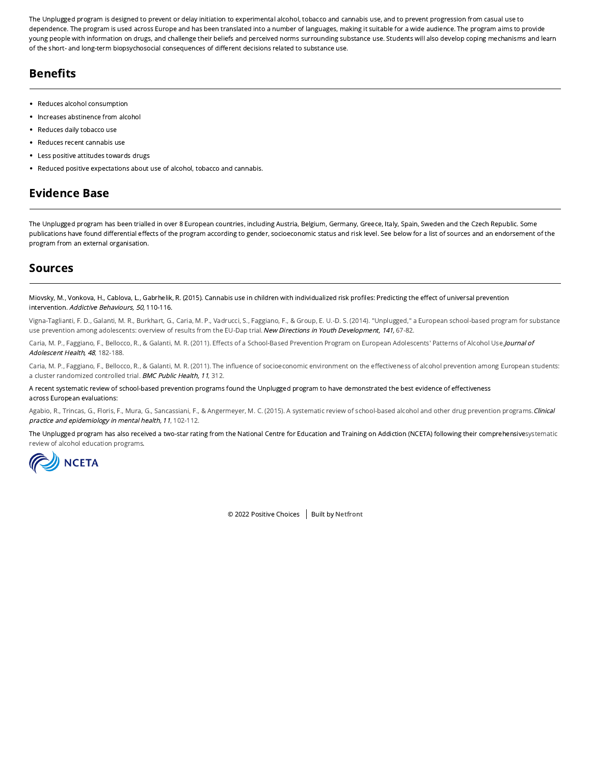The Unplugged program is designed to prevent or delay initiation to experimental alcohol, tobacco and cannabis use, and to prevent progression from casual use to dependence. The program is used across Europe and has been translated into a number of languages, making it suitable for a wide audience. The program aims to provide young people with information on drugs, and challenge their beliefs and perceived norms surrounding substance use. Students will also develop coping mechanisms and learn of the short- and long-term biopsychosocial consequences of different decisions related to substance use.

## Benefits

- Reduces alcohol consumption
- Increases abstinence from alcohol
- Reduces daily tobacco use
- Reduces recent cannabis use
- Less positive attitudes towards drugs
- Reduced positive expectations about use of alcohol, tobacco and cannabis.

## Evidence Base

The Unplugged program has been trialled in over 8 European countries, including Austria, Belgium, Germany, Greece, Italy, Spain, Sweden and the Czech Republic. Some publications have found differential effects of the program according to gender, socioeconomic status and risk level. See below for a list of sources and an endorsement of the program from an external organisation.

## Sources

Miovsky, M., Vonkova, H., Cablova, L., Gabrhelik, R. (2015). Cannabis use in children with individualized risk profiles: Predicting the effect of universal prevention intervention. *Addictive Behaviours, 50,* 110-116.

Vigna-Taglianti, F. D., Galanti, M. R., Burkhart, G., Caria, M. P., Vadrucci, S., Faggiano, F., & Group, E. U.-D. S. (2014). "Unplugged," a European school-based program for substance use prevention among adolescents: overview of results from the EU-Dap trial. *New Directions in Youth Development, 141,* 67-82.

Caria, M. P., Faggiano, F., Bellocco, R., & Galanti, M. R. (2011). Effects of a School-Based Prevention Program on European Adolescents' Patterns of Alcohol Use. *Journal of Adolescent Health, 48*, 182-188.

Caria, M. P., Faggiano, F., Bellocco, R., & Galanti, M. R. (2011). The influence of socioeconomic environment on the effectiveness of alcohol prevention among European students: a cluster randomized controlled trial. *BMC Public Health, 11*, 312.

A recent systematic review of school-based prevention programs found the Unplugged program to have demonstrated the best evidence of effectiveness across European evaluations:

Agabio, R., Trincas, G., Floris, F., Mura, G., Sancassiani, F., & Angermeyer, M. C. (2015). A systematic review of school-based alcohol and other drug prevention programs. *Clinical practice and epidemiology in mental health, 11*, 102-112.

The Unplugged program has also received a two-star rating from the National Centre for Education and Training on Addiction (NCETA) following their comprehensive systematic review of alcohol education programs.

NCETA